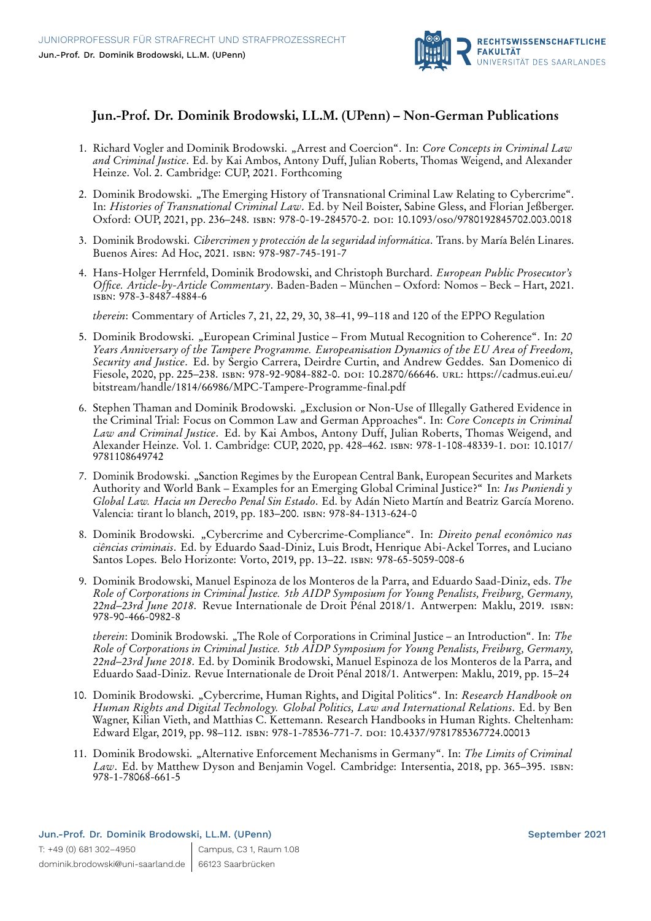# Jun.-Prof. Dr. Dominik Brodowski, LL.M. (UPenn) – Non-German Publications

1. Richard Vogler and Dominik Brodowski. „Arrest and Coercion". In: *Core Concepts in Criminal Law and Criminal Justice*. Ed. by Kai Ambos, Antony Duff, Julian Roberts, Thomas Weigend, and Alexander Heinze. Vol. 2. Cambridge: CUP, 2021. Forthcoming

2. Dominik Brodowski. „The Emerging History of Transnational Criminal Law Relating to Cybercrime". In: *Histories of Transnational Criminal Law*. Ed. by Neil Boister, Sabine Gless, and Florian Jeßberger. Oxford: OUP, 2021, pp. 236–248. ISBN: 978-0-19-284570-2. DOI: 10.1093/oso/9780192845702.003.0018

3. Dominik Brodowski. *Cibercrimen y protección de la seguridad informática*. Trans. by María Belén Linares. Buenos Aires: Ad Hoc, 2021. ISBN: 978-987-745-191-7

4. Hans-Holger Herrnfeld, Dominik Brodowski, and Christoph Burchard. *European Public Prosecutor's Office. Article-by-Article Commentary*. Baden-Baden – München – Oxford: Nomos – Beck – Hart, 2021. ISBN: 978-3-8487-4884-6

   *therein*: Commentary of Articles 7, 21, 22, 29, 30, 38–41, 99–118 and 120 of the EPPO Regulation

5. Dominik Brodowski. „European Criminal Justice – From Mutual Recognition to Coherence". In: *20 Years Anniversary of the Tampere Programme. Europeanisation Dynamics of the EU Area of Freedom, Security and Justice*. Ed. by Sergio Carrera, Deirdre Curtin, and Andrew Geddes. San Domenico di Fiesole, 2020, pp. 225–238. ISBN: 978-92-9084-882-0. DOI: 10.2870/66646. URL: https://cadmus.eui.eu/bitstream/handle/1814/66986/MPC-Tampere-Programme-final.pdf

6. Stephen Thaman and Dominik Brodowski. „Exclusion or Non-Use of Illegally Gathered Evidence in the Criminal Trial: Focus on Common Law and German Approaches". In: *Core Concepts in Criminal Law and Criminal Justice*. Ed. by Kai Ambos, Antony Duff, Julian Roberts, Thomas Weigend, and Alexander Heinze. Vol. 1. Cambridge: CUP, 2020, pp. 428–462. ISBN: 978-1-108-48339-1. DOI: 10.1017/9781108649742

7. Dominik Brodowski. „Sanction Regimes by the European Central Bank, European Securites and Markets Authority and World Bank – Examples for an Emerging Global Criminal Justice?" In: *Ius Puniendi y Global Law. Hacia un Derecho Penal Sin Estado*. Ed. by Adán Nieto Martín and Beatriz García Moreno. Valencia: tirant lo blanch, 2019, pp. 183–200. ISBN: 978-84-1313-624-0

8. Dominik Brodowski. „Cybercrime and Cybercrime-Compliance". In: *Direito penal econômico nas ciências criminais*. Ed. by Eduardo Saad-Diniz, Luis Brodt, Henrique Abi-Ackel Torres, and Luciano Santos Lopes. Belo Horizonte: Vorto, 2019, pp. 13–22. ISBN: 978-65-5059-008-6

9. Dominik Brodowski, Manuel Espinoza de los Monteros de la Parra, and Eduardo Saad-Diniz, eds. *The Role of Corporations in Criminal Justice. 5th AIDP Symposium for Young Penalists, Freiburg, Germany, 22nd–23rd June 2018*. Revue Internationale de Droit Pénal 2018/1. Antwerpen: Maklu, 2019. ISBN: 978-90-466-0982-8

   *therein*: Dominik Brodowski. „The Role of Corporations in Criminal Justice – an Introduction". In: *The Role of Corporations in Criminal Justice. 5th AIDP Symposium for Young Penalists, Freiburg, Germany, 22nd–23rd June 2018*. Ed. by Dominik Brodowski, Manuel Espinoza de los Monteros de la Parra, and Eduardo Saad-Diniz. Revue Internationale de Droit Pénal 2018/1. Antwerpen: Maklu, 2019, pp. 15–24

10. Dominik Brodowski. „Cybercrime, Human Rights, and Digital Politics". In: *Research Handbook on Human Rights and Digital Technology. Global Politics, Law and International Relations*. Ed. by Ben Wagner, Kilian Vieth, and Matthias C. Kettemann. Research Handbooks in Human Rights. Cheltenham: Edward Elgar, 2019, pp. 98–112. ISBN: 978-1-78536-771-7. DOI: 10.4337/9781785367724.00013

11. Dominik Brodowski. „Alternative Enforcement Mechanisms in Germany". In: *The Limits of Criminal Law*. Ed. by Matthew Dyson and Benjamin Vogel. Cambridge: Intersentia, 2018, pp. 365–395. ISBN: 978-1-78068-661-5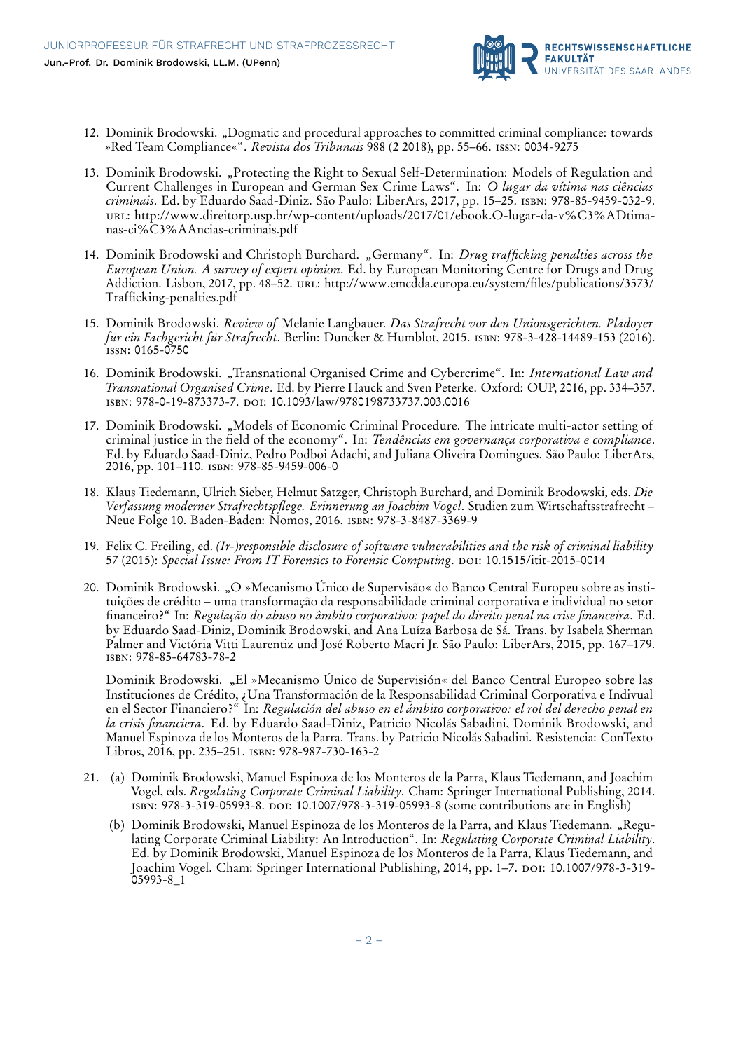12. Dominik Brodowski. „Dogmatic and procedural approaches to committed criminal compliance: towards »Red Team Compliance«". *Revista dos Tribunais* 988 (2 2018), pp. 55–66. ISSN: 0034-9275

13. Dominik Brodowski. „Protecting the Right to Sexual Self-Determination: Models of Regulation and Current Challenges in European and German Sex Crime Laws". In: *O lugar da vítima nas ciências criminais*. Ed. by Eduardo Saad-Diniz. São Paulo: LiberArs, 2017, pp. 15–25. ISBN: 978-85-9459-032-9. URL: http://www.direitorp.usp.br/wp-content/uploads/2017/01/ebook.O-lugar-da-v%C3%ADtima-nas-ci%C3%AAncias-criminais.pdf

14. Dominik Brodowski and Christoph Burchard. „Germany". In: *Drug trafficking penalties across the European Union. A survey of expert opinion*. Ed. by European Monitoring Centre for Drugs and Drug Addiction. Lisbon, 2017, pp. 48–52. URL: http://www.emcdda.europa.eu/system/files/publications/3573/Trafficking-penalties.pdf

15. Dominik Brodowski. *Review of* Melanie Langbauer. *Das Strafrecht vor den Unionsgerichten. Plädoyer für ein Fachgericht für Strafrecht*. Berlin: Duncker & Humblot, 2015. ISBN: 978-3-428-14489-153 (2016). ISSN: 0165-0750

16. Dominik Brodowski. „Transnational Organised Crime and Cybercrime". In: *International Law and Transnational Organised Crime*. Ed. by Pierre Hauck and Sven Peterke. Oxford: OUP, 2016, pp. 334–357. ISBN: 978-0-19-873373-7. DOI: 10.1093/law/9780198733737.003.0016

17. Dominik Brodowski. „Models of Economic Criminal Procedure. The intricate multi-actor setting of criminal justice in the field of the economy". In: *Tendências em governança corporativa e compliance*. Ed. by Eduardo Saad-Diniz, Pedro Podboi Adachi, and Juliana Oliveira Domingues. São Paulo: LiberArs, 2016, pp. 101–110. ISBN: 978-85-9459-006-0

18. Klaus Tiedemann, Ulrich Sieber, Helmut Satzger, Christoph Burchard, and Dominik Brodowski, eds. *Die Verfassung moderner Strafrechtspflege. Erinnerung an Joachim Vogel*. Studien zum Wirtschaftsstrafrecht – Neue Folge 10. Baden-Baden: Nomos, 2016. ISBN: 978-3-8487-3369-9

19. Felix C. Freiling, ed. *(Ir-)responsible disclosure of software vulnerabilities and the risk of criminal liability* 57 (2015): *Special Issue: From IT Forensics to Forensic Computing*. DOI: 10.1515/itit-2015-0014

20. Dominik Brodowski. „O »Mecanismo Único de Supervisão« do Banco Central Europeu sobre as instituições de crédito – uma transformação da responsabilidade criminal corporativa e individual no setor financeiro?" In: *Regulação do abuso no âmbito corporativo: papel do direito penal na crise financeira*. Ed. by Eduardo Saad-Diniz, Dominik Brodowski, and Ana Luíza Barbosa de Sá. Trans. by Isabela Sherman Palmer and Victória Vitti Laurentiz und José Roberto Macri Jr. São Paulo: LiberArs, 2015, pp. 167–179. ISBN: 978-85-64783-78-2

    Dominik Brodowski. „El »Mecanismo Único de Supervisión« del Banco Central Europeo sobre las Instituciones de Crédito, ¿Una Transformación de la Responsabilidad Criminal Corporativa e Indivual en el Sector Financiero?" In: *Regulación del abuso en el ámbito corporativo: el rol del derecho penal en la crisis financiera*. Ed. by Eduardo Saad-Diniz, Patricio Nicolás Sabadini, Dominik Brodowski, and Manuel Espinoza de los Monteros de la Parra. Trans. by Patricio Nicolás Sabadini. Resistencia: ConTexto Libros, 2016, pp. 235–251. ISBN: 978-987-730-163-2

21. (a) Dominik Brodowski, Manuel Espinoza de los Monteros de la Parra, Klaus Tiedemann, and Joachim Vogel, eds. *Regulating Corporate Criminal Liability*. Cham: Springer International Publishing, 2014. ISBN: 978-3-319-05993-8. DOI: 10.1007/978-3-319-05993-8 (some contributions are in English)

    (b) Dominik Brodowski, Manuel Espinoza de los Monteros de la Parra, and Klaus Tiedemann. „Regulating Corporate Criminal Liability: An Introduction". In: *Regulating Corporate Criminal Liability*. Ed. by Dominik Brodowski, Manuel Espinoza de los Monteros de la Parra, Klaus Tiedemann, and Joachim Vogel. Cham: Springer International Publishing, 2014, pp. 1–7. DOI: 10.1007/978-3-319-05993-8_1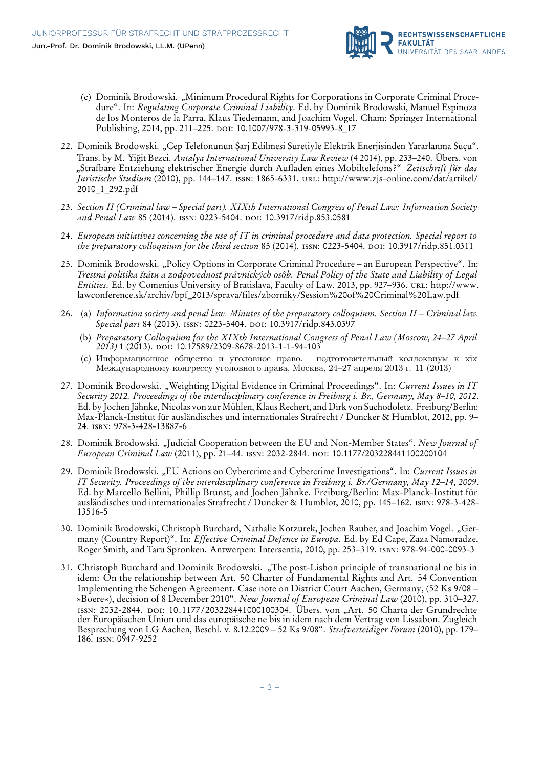(c) Dominik Brodowski. „Minimum Procedural Rights for Corporations in Corporate Criminal Procedure“. In: *Regulating Corporate Criminal Liability*. Ed. by Dominik Brodowski, Manuel Espinoza de los Monteros de la Parra, Klaus Tiedemann, and Joachim Vogel. Cham: Springer International Publishing, 2014, pp. 211–225. DOI: 10.1007/978-3-319-05993-8_17

22. Dominik Brodowski. „Cep Telefonunun Şarj Edilmesi Suretiyle Elektrik Enerjisinden Yararlanma Suçu“. Trans. by M. Yiğit Bezci. *Antalya International University Law Review* (4 2014), pp. 233–240. Übers. von „Strafbare Entziehung elektrischer Energie durch Aufladen eines Mobiltelefons?“ *Zeitschrift für das Juristische Studium* (2010), pp. 144–147. ISSN: 1865-6331. URL: http://www.zjs-online.com/dat/artikel/2010_1_292.pdf

23. *Section II (Criminal law – Special part). XIXth International Congress of Penal Law: Information Society and Penal Law* 85 (2014). ISSN: 0223-5404. DOI: 10.3917/ridp.853.0581

24. *European initiatives concerning the use of IT in criminal procedure and data protection. Special report to the preparatory colloquium for the third section* 85 (2014). ISSN: 0223-5404. DOI: 10.3917/ridp.851.0311

25. Dominik Brodowski. „Policy Options in Corporate Criminal Procedure – an European Perspective“. In: *Trestná politika štátu a zodpovednosť právnických osôb. Penal Policy of the State and Liability of Legal Entities*. Ed. by Comenius University of Bratislava, Faculty of Law. 2013, pp. 927–936. URL: http://www.lawconference.sk/archiv/bpf_2013/sprava/files/zborniky/Session%20of%20Criminal%20Law.pdf

26. (a) *Information society and penal law. Minutes of the preparatory colloquium. Section II – Criminal law. Special part* 84 (2013). ISSN: 0223-5404. DOI: 10.3917/ridp.843.0397

    (b) *Preparatory Colloquium for the XIXth International Congress of Penal Law (Moscow, 24–27 April 2013)* 1 (2013). DOI: 10.17589/2309-8678-2013-1-1-94-103

    (c) Информационное общество и уголовное право. подготовительный коллоквиум к xix Международному конгрессу уголовного права, Москва, 24–27 апреля 2013 г. 11 (2013)

27. Dominik Brodowski. „Weighting Digital Evidence in Criminal Proceedings“. In: *Current Issues in IT Security 2012. Proceedings of the interdisciplinary conference in Freiburg i. Br., Germany, May 8–10, 2012*. Ed. by Jochen Jähnke, Nicolas von zur Mühlen, Klaus Rechert, and Dirk von Suchodoletz. Freiburg/Berlin: Max-Planck-Institut für ausländisches und internationales Strafrecht / Duncker & Humblot, 2012, pp. 9–24. ISBN: 978-3-428-13887-6

28. Dominik Brodowski. „Judicial Cooperation between the EU and Non-Member States“. *New Journal of European Criminal Law* (2011), pp. 21–44. ISSN: 2032-2844. DOI: 10.1177/203228441100200104

29. Dominik Brodowski. „EU Actions on Cybercrime and Cybercrime Investigations“. In: *Current Issues in IT Security. Proceedings of the interdisciplinary conference in Freiburg i. Br./Germany, May 12–14, 2009*. Ed. by Marcello Bellini, Phillip Brunst, and Jochen Jähnke. Freiburg/Berlin: Max-Planck-Institut für ausländisches und internationales Strafrecht / Duncker & Humblot, 2010, pp. 145–162. ISBN: 978-3-428-13516-5

30. Dominik Brodowski, Christoph Burchard, Nathalie Kotzurek, Jochen Rauber, and Joachim Vogel. „Germany (Country Report)“. In: *Effective Criminal Defence in Europa*. Ed. by Ed Cape, Zaza Namoradze, Roger Smith, and Taru Spronken. Antwerpen: Intersentia, 2010, pp. 253–319. ISBN: 978-94-000-0093-3

31. Christoph Burchard and Dominik Brodowski. „The post-Lisbon principle of transnational ne bis in idem: On the relationship between Art. 50 Charter of Fundamental Rights and Art. 54 Convention Implementing the Schengen Agreement. Case note on District Court Aachen, Germany, (52 Ks 9/08 – »Boere«), decision of 8 December 2010“. *New Journal of European Criminal Law* (2010), pp. 310–327. ISSN: 2032-2844. DOI: 10.1177/203228441000100304. Übers. von „Art. 50 Charta der Grundrechte der Europäischen Union und das europäische ne bis in idem nach dem Vertrag von Lissabon. Zugleich Besprechung von LG Aachen, Beschl. v. 8.12.2009 – 52 Ks 9/08“. *Strafverteidiger Forum* (2010), pp. 179–186. ISSN: 0947-9252